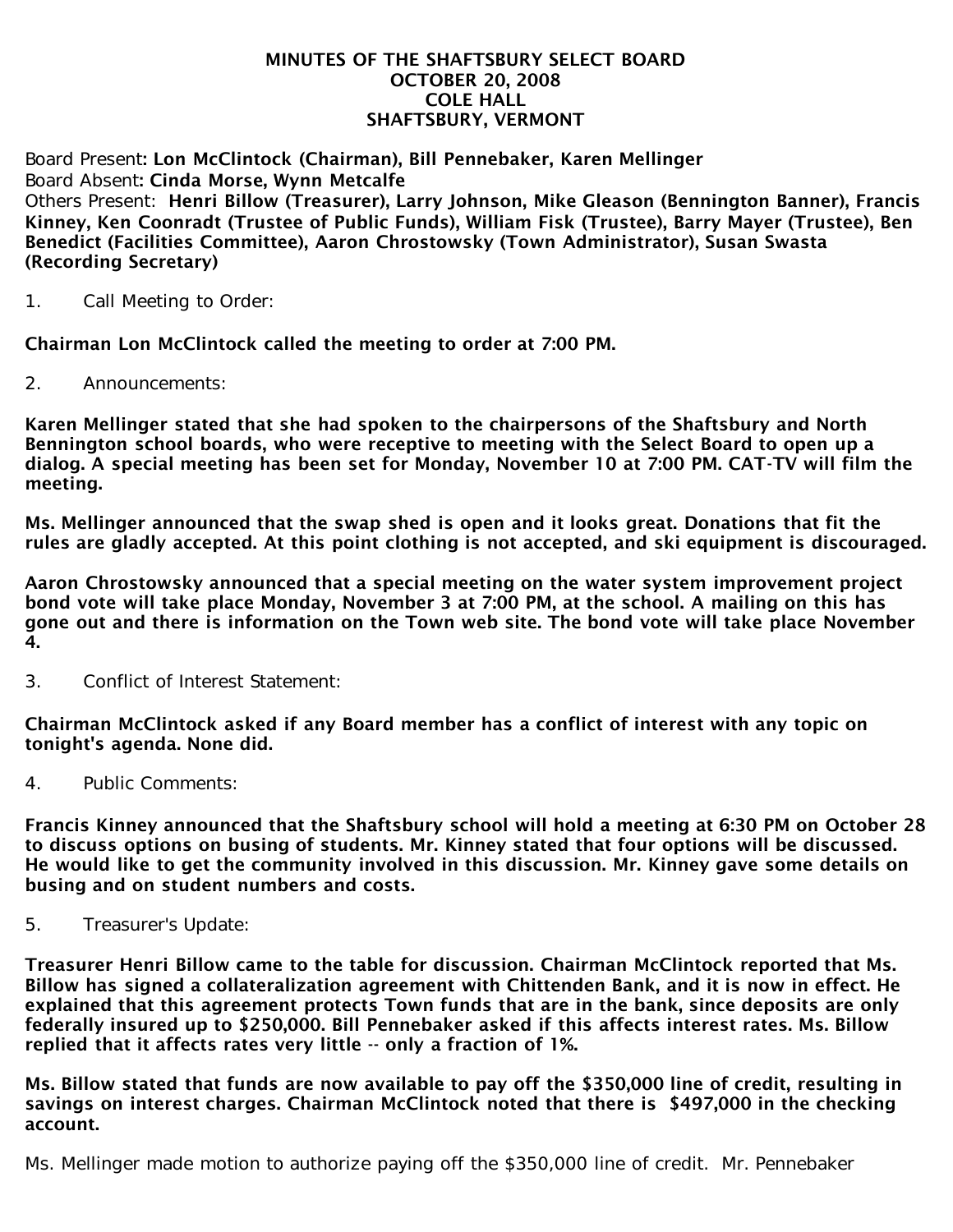# MINUTES OF THE SHAFTSBURY SELECT BOARD
## OCTOBER 20, 2008
## COLE HALL
## SHAFTSBURY, VERMONT

Board Present: **Lon McClintock (Chairman), Bill Pennebaker, Karen Mellinger**
Board Absent: **Cinda Morse, Wynn Metcalfe**
Others Present: **Henri Billow (Treasurer), Larry Johnson, Mike Gleason (Bennington Banner), Francis Kinney, Ken Coonradt (Trustee of Public Funds), William Fisk (Trustee), Barry Mayer (Trustee), Ben Benedict (Facilities Committee), Aaron Chrostowsky (Town Administrator), Susan Swasta (Recording Secretary)**

1. Call Meeting to Order:

**Chairman Lon McClintock called the meeting to order at 7:00 PM.**

2. Announcements:

**Karen Mellinger stated that she had spoken to the chairpersons of the Shaftsbury and North Bennington school boards, who were receptive to meeting with the Select Board to open up a dialog. A special meeting has been set for Monday, November 10 at 7:00 PM. CAT-TV will film the meeting.**

**Ms. Mellinger announced that the swap shed is open and it looks great. Donations that fit the rules are gladly accepted. At this point clothing is not accepted, and ski equipment is discouraged.**

**Aaron Chrostowsky announced that a special meeting on the water system improvement project bond vote will take place Monday, November 3 at 7:00 PM, at the school. A mailing on this has gone out and there is information on the Town web site. The bond vote will take place November 4.**

3. Conflict of Interest Statement:

**Chairman McClintock asked if any Board member has a conflict of interest with any topic on tonight's agenda. None did.**

4. Public Comments:

**Francis Kinney announced that the Shaftsbury school will hold a meeting at 6:30 PM on October 28 to discuss options on busing of students. Mr. Kinney stated that four options will be discussed. He would like to get the community involved in this discussion. Mr. Kinney gave some details on busing and on student numbers and costs.**

5. Treasurer's Update:

**Treasurer Henri Billow came to the table for discussion. Chairman McClintock reported that Ms. Billow has signed a collateralization agreement with Chittenden Bank, and it is now in effect. He explained that this agreement protects Town funds that are in the bank, since deposits are only federally insured up to $250,000. Bill Pennebaker asked if this affects interest rates. Ms. Billow replied that it affects rates very little -- only a fraction of 1%.**

**Ms. Billow stated that funds are now available to pay off the $350,000 line of credit, resulting in savings on interest charges. Chairman McClintock noted that there is $497,000 in the checking account.**

Ms. Mellinger made motion to authorize paying off the $350,000 line of credit. Mr. Pennebaker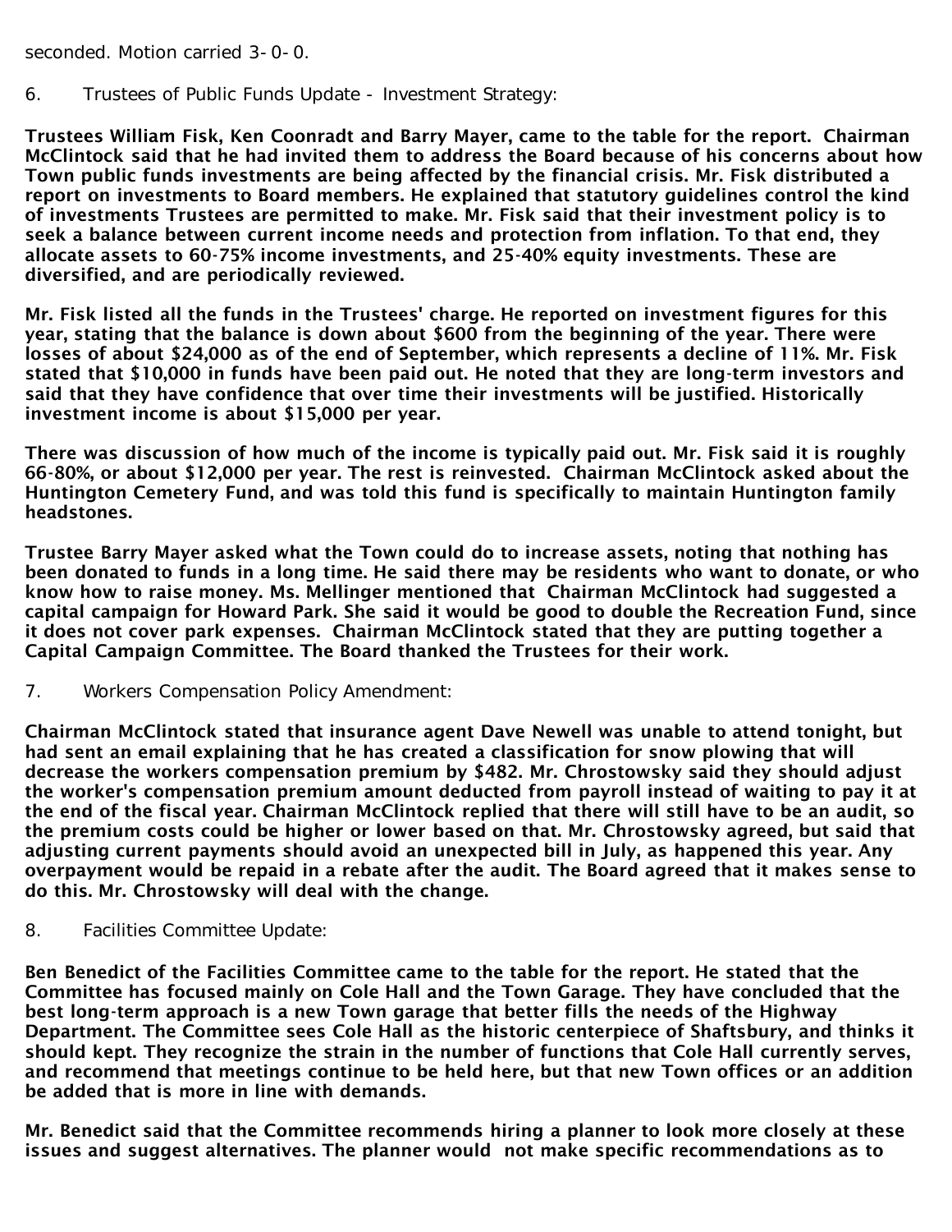seconded. Motion carried 3-0-0.

6. Trustees of Public Funds Update - Investment Strategy:

**Trustees William Fisk, Ken Coonradt and Barry Mayer, came to the table for the report. Chairman McClintock said that he had invited them to address the Board because of his concerns about how Town public funds investments are being affected by the financial crisis. Mr. Fisk distributed a report on investments to Board members. He explained that statutory guidelines control the kind of investments Trustees are permitted to make. Mr. Fisk said that their investment policy is to seek a balance between current income needs and protection from inflation. To that end, they allocate assets to 60-75% income investments, and 25-40% equity investments. These are diversified, and are periodically reviewed.**

**Mr. Fisk listed all the funds in the Trustees' charge. He reported on investment figures for this year, stating that the balance is down about $600 from the beginning of the year. There were losses of about $24,000 as of the end of September, which represents a decline of 11%. Mr. Fisk stated that $10,000 in funds have been paid out. He noted that they are long-term investors and said that they have confidence that over time their investments will be justified. Historically investment income is about $15,000 per year.**

**There was discussion of how much of the income is typically paid out. Mr. Fisk said it is roughly 66-80%, or about $12,000 per year. The rest is reinvested. Chairman McClintock asked about the Huntington Cemetery Fund, and was told this fund is specifically to maintain Huntington family headstones.**

**Trustee Barry Mayer asked what the Town could do to increase assets, noting that nothing has been donated to funds in a long time. He said there may be residents who want to donate, or who know how to raise money. Ms. Mellinger mentioned that Chairman McClintock had suggested a capital campaign for Howard Park. She said it would be good to double the Recreation Fund, since it does not cover park expenses. Chairman McClintock stated that they are putting together a Capital Campaign Committee. The Board thanked the Trustees for their work.**

7. Workers Compensation Policy Amendment:

**Chairman McClintock stated that insurance agent Dave Newell was unable to attend tonight, but had sent an email explaining that he has created a classification for snow plowing that will decrease the workers compensation premium by $482. Mr. Chrostowsky said they should adjust the worker's compensation premium amount deducted from payroll instead of waiting to pay it at the end of the fiscal year. Chairman McClintock replied that there will still have to be an audit, so the premium costs could be higher or lower based on that. Mr. Chrostowsky agreed, but said that adjusting current payments should avoid an unexpected bill in July, as happened this year. Any overpayment would be repaid in a rebate after the audit. The Board agreed that it makes sense to do this. Mr. Chrostowsky will deal with the change.**

8. Facilities Committee Update:

**Ben Benedict of the Facilities Committee came to the table for the report. He stated that the Committee has focused mainly on Cole Hall and the Town Garage. They have concluded that the best long-term approach is a new Town garage that better fills the needs of the Highway Department. The Committee sees Cole Hall as the historic centerpiece of Shaftsbury, and thinks it should kept. They recognize the strain in the number of functions that Cole Hall currently serves, and recommend that meetings continue to be held here, but that new Town offices or an addition be added that is more in line with demands.**

**Mr. Benedict said that the Committee recommends hiring a planner to look more closely at these issues and suggest alternatives. The planner would not make specific recommendations as to**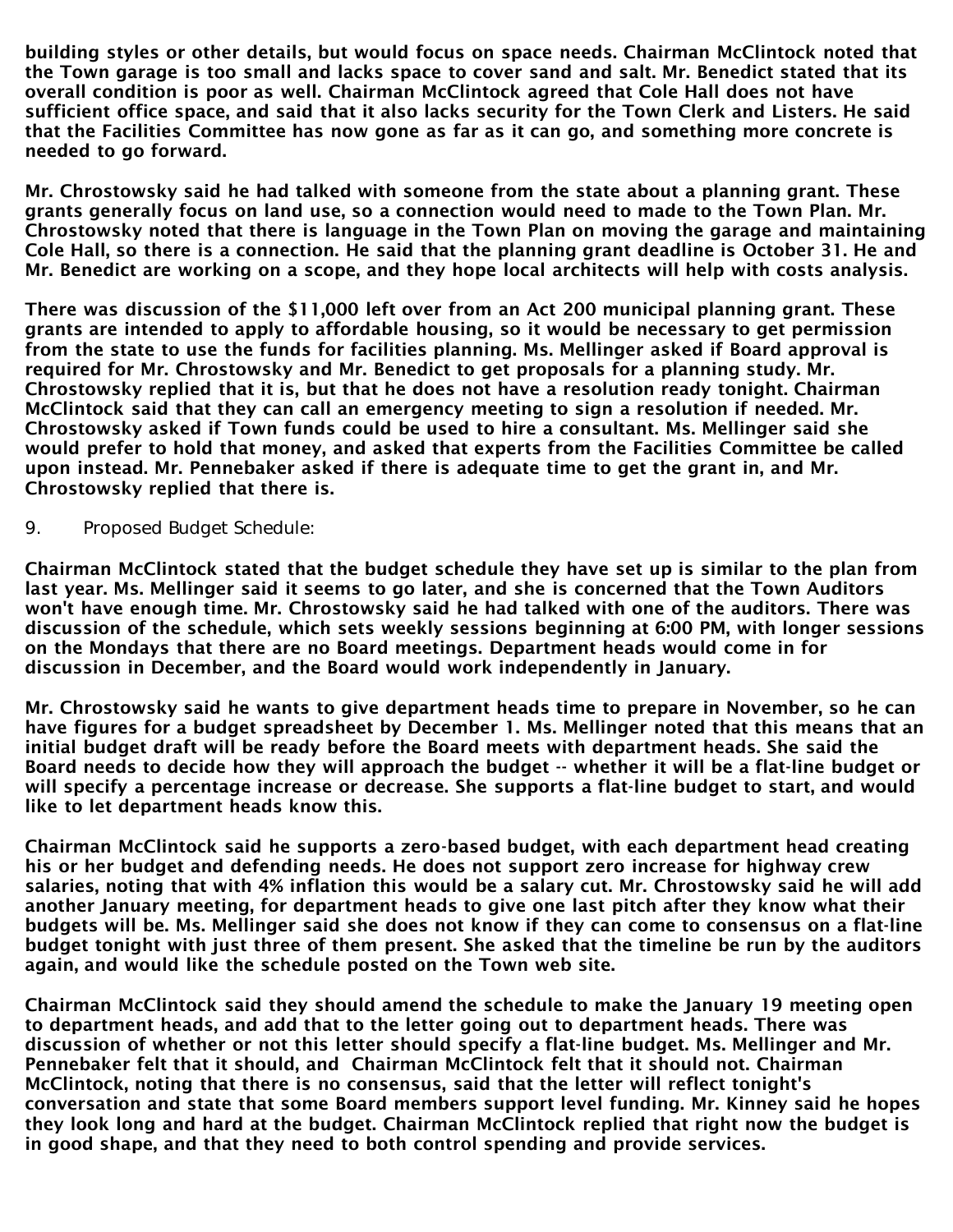**building styles or other details, but would focus on space needs. Chairman McClintock noted that the Town garage is too small and lacks space to cover sand and salt. Mr. Benedict stated that its overall condition is poor as well. Chairman McClintock agreed that Cole Hall does not have sufficient office space, and said that it also lacks security for the Town Clerk and Listers. He said that the Facilities Committee has now gone as far as it can go, and something more concrete is needed to go forward.**

**Mr. Chrostowsky said he had talked with someone from the state about a planning grant. These grants generally focus on land use, so a connection would need to made to the Town Plan. Mr. Chrostowsky noted that there is language in the Town Plan on moving the garage and maintaining Cole Hall, so there is a connection. He said that the planning grant deadline is October 31. He and Mr. Benedict are working on a scope, and they hope local architects will help with costs analysis.**

**There was discussion of the $11,000 left over from an Act 200 municipal planning grant. These grants are intended to apply to affordable housing, so it would be necessary to get permission from the state to use the funds for facilities planning. Ms. Mellinger asked if Board approval is required for Mr. Chrostowsky and Mr. Benedict to get proposals for a planning study. Mr. Chrostowsky replied that it is, but that he does not have a resolution ready tonight. Chairman McClintock said that they can call an emergency meeting to sign a resolution if needed. Mr. Chrostowsky asked if Town funds could be used to hire a consultant. Ms. Mellinger said she would prefer to hold that money, and asked that experts from the Facilities Committee be called upon instead. Mr. Pennebaker asked if there is adequate time to get the grant in, and Mr. Chrostowsky replied that there is.**

9. Proposed Budget Schedule:

**Chairman McClintock stated that the budget schedule they have set up is similar to the plan from last year. Ms. Mellinger said it seems to go later, and she is concerned that the Town Auditors won't have enough time. Mr. Chrostowsky said he had talked with one of the auditors. There was discussion of the schedule, which sets weekly sessions beginning at 6:00 PM, with longer sessions on the Mondays that there are no Board meetings. Department heads would come in for discussion in December, and the Board would work independently in January.**

**Mr. Chrostowsky said he wants to give department heads time to prepare in November, so he can have figures for a budget spreadsheet by December 1. Ms. Mellinger noted that this means that an initial budget draft will be ready before the Board meets with department heads. She said the Board needs to decide how they will approach the budget -- whether it will be a flat-line budget or will specify a percentage increase or decrease. She supports a flat-line budget to start, and would like to let department heads know this.**

**Chairman McClintock said he supports a zero-based budget, with each department head creating his or her budget and defending needs. He does not support zero increase for highway crew salaries, noting that with 4% inflation this would be a salary cut. Mr. Chrostowsky said he will add another January meeting, for department heads to give one last pitch after they know what their budgets will be. Ms. Mellinger said she does not know if they can come to consensus on a flat-line budget tonight with just three of them present. She asked that the timeline be run by the auditors again, and would like the schedule posted on the Town web site.**

**Chairman McClintock said they should amend the schedule to make the January 19 meeting open to department heads, and add that to the letter going out to department heads. There was discussion of whether or not this letter should specify a flat-line budget. Ms. Mellinger and Mr. Pennebaker felt that it should, and Chairman McClintock felt that it should not. Chairman McClintock, noting that there is no consensus, said that the letter will reflect tonight's conversation and state that some Board members support level funding. Mr. Kinney said he hopes they look long and hard at the budget. Chairman McClintock replied that right now the budget is in good shape, and that they need to both control spending and provide services.**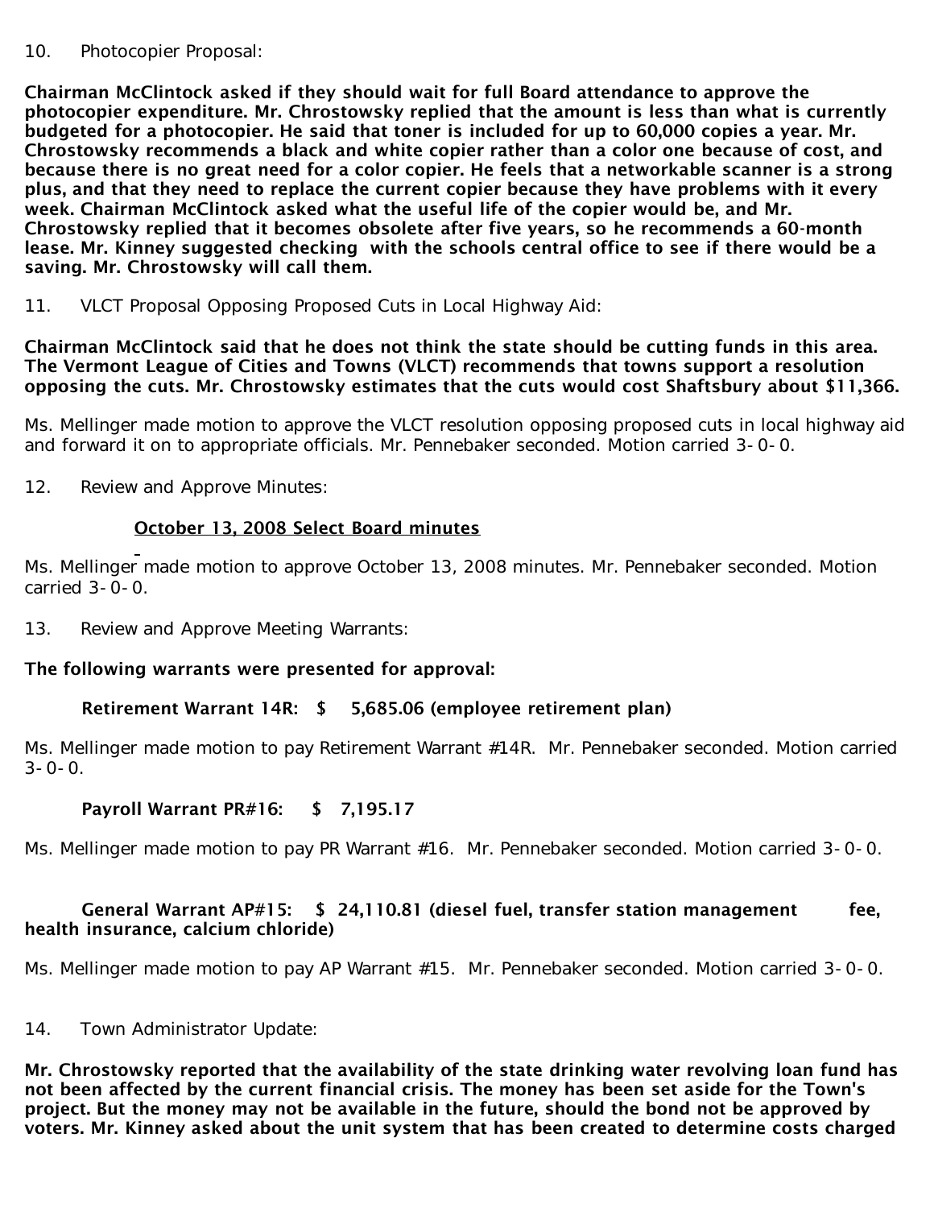10. Photocopier Proposal:

**Chairman McClintock asked if they should wait for full Board attendance to approve the photocopier expenditure. Mr. Chrostowsky replied that the amount is less than what is currently budgeted for a photocopier. He said that toner is included for up to 60,000 copies a year. Mr. Chrostowsky recommends a black and white copier rather than a color one because of cost, and because there is no great need for a color copier. He feels that a networkable scanner is a strong plus, and that they need to replace the current copier because they have problems with it every week. Chairman McClintock asked what the useful life of the copier would be, and Mr. Chrostowsky replied that it becomes obsolete after five years, so he recommends a 60-month lease. Mr. Kinney suggested checking with the schools central office to see if there would be a saving. Mr. Chrostowsky will call them.**

11. VLCT Proposal Opposing Proposed Cuts in Local Highway Aid:

**Chairman McClintock said that he does not think the state should be cutting funds in this area. The Vermont League of Cities and Towns (VLCT) recommends that towns support a resolution opposing the cuts. Mr. Chrostowsky estimates that the cuts would cost Shaftsbury about $11,366.**

Ms. Mellinger made motion to approve the VLCT resolution opposing proposed cuts in local highway aid and forward it on to appropriate officials. Mr. Pennebaker seconded. Motion carried 3-0-0.

12. Review and Approve Minutes:

**October 13, 2008 Select Board minutes**

Ms. Mellinger made motion to approve October 13, 2008 minutes. Mr. Pennebaker seconded. Motion carried 3-0-0.

13. Review and Approve Meeting Warrants:

**The following warrants were presented for approval:**

**Retirement Warrant 14R: $ 5,685.06 (employee retirement plan)**

Ms. Mellinger made motion to pay Retirement Warrant #14R. Mr. Pennebaker seconded. Motion carried 3-0-0.

**Payroll Warrant PR#16: $ 7,195.17**

Ms. Mellinger made motion to pay PR Warrant #16. Mr. Pennebaker seconded. Motion carried 3-0-0.

**General Warrant AP#15: $ 24,110.81 (diesel fuel, transfer station management fee, health insurance, calcium chloride)**

Ms. Mellinger made motion to pay AP Warrant #15. Mr. Pennebaker seconded. Motion carried 3-0-0.

14. Town Administrator Update:

**Mr. Chrostowsky reported that the availability of the state drinking water revolving loan fund has not been affected by the current financial crisis. The money has been set aside for the Town's project. But the money may not be available in the future, should the bond not be approved by voters. Mr. Kinney asked about the unit system that has been created to determine costs charged**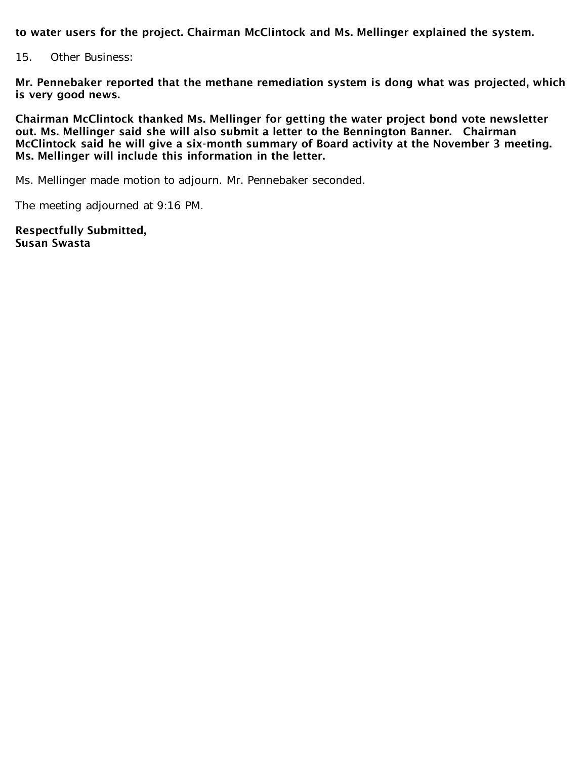**to water users for the project. Chairman McClintock and Ms. Mellinger explained the system.**

15. Other Business:

**Mr. Pennebaker reported that the methane remediation system is dong what was projected, which is very good news.**

**Chairman McClintock thanked Ms. Mellinger for getting the water project bond vote newsletter out. Ms. Mellinger said she will also submit a letter to the Bennington Banner. Chairman McClintock said he will give a six-month summary of Board activity at the November 3 meeting. Ms. Mellinger will include this information in the letter.**

Ms. Mellinger made motion to adjourn. Mr. Pennebaker seconded.

The meeting adjourned at 9:16 PM.

**Respectfully Submitted,**
**Susan Swasta**